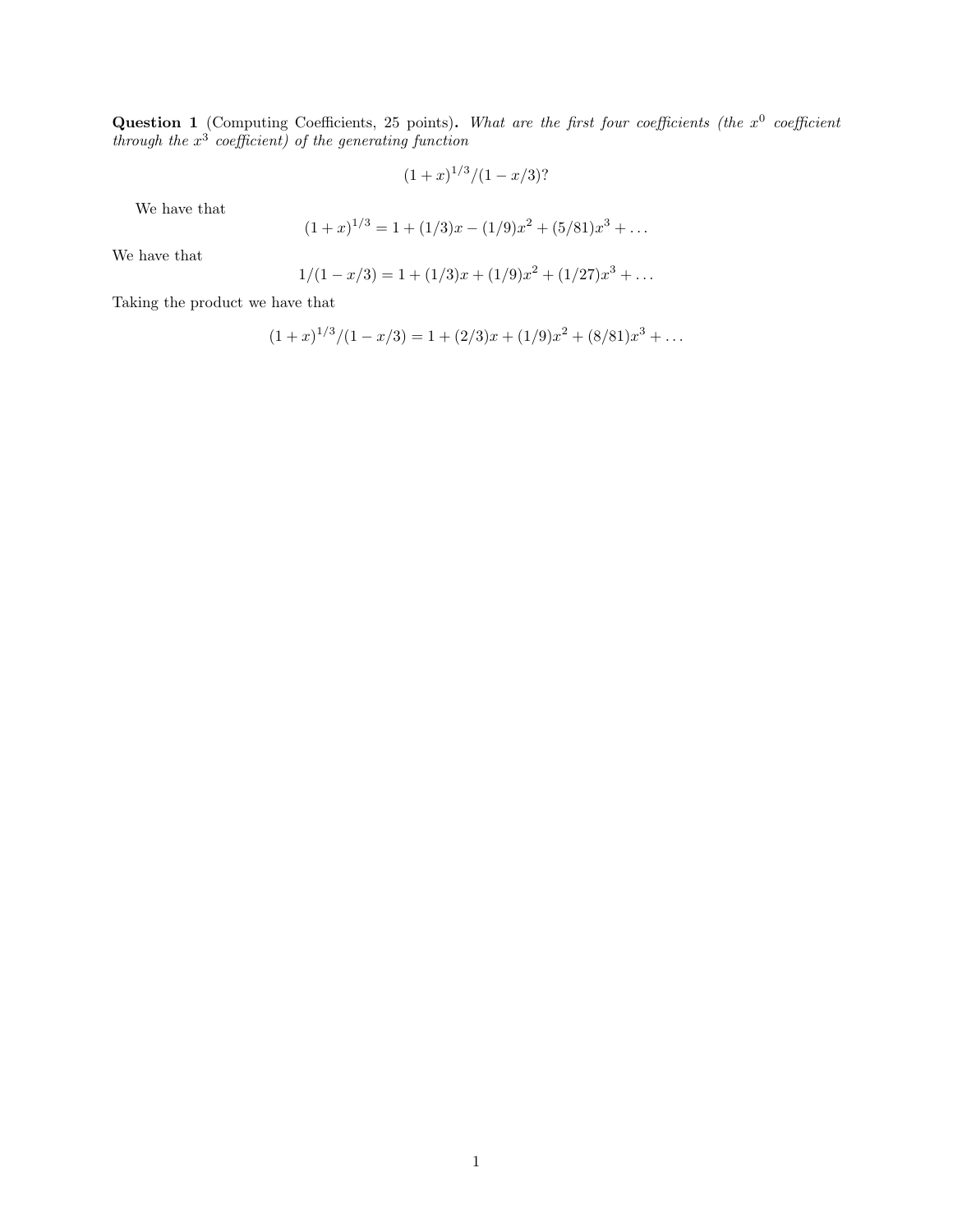**Question 1** (Computing Coefficients, 25 points). *What are the first four coefficients (the $x^0$ coefficient through the $x^3$ coefficient) of the generating function*

$$(1+x)^{1/3}/(1-x/3)?$$

We have that

$$(1+x)^{1/3} = 1 + (1/3)x - (1/9)x^2 + (5/81)x^3 + \dots$$

We have that

$$1/(1-x/3) = 1 + (1/3)x + (1/9)x^2 + (1/27)x^3 + \dots$$

Taking the product we have that

$$(1+x)^{1/3}/(1-x/3) = 1 + (2/3)x + (1/9)x^2 + (8/81)x^3 + \dots$$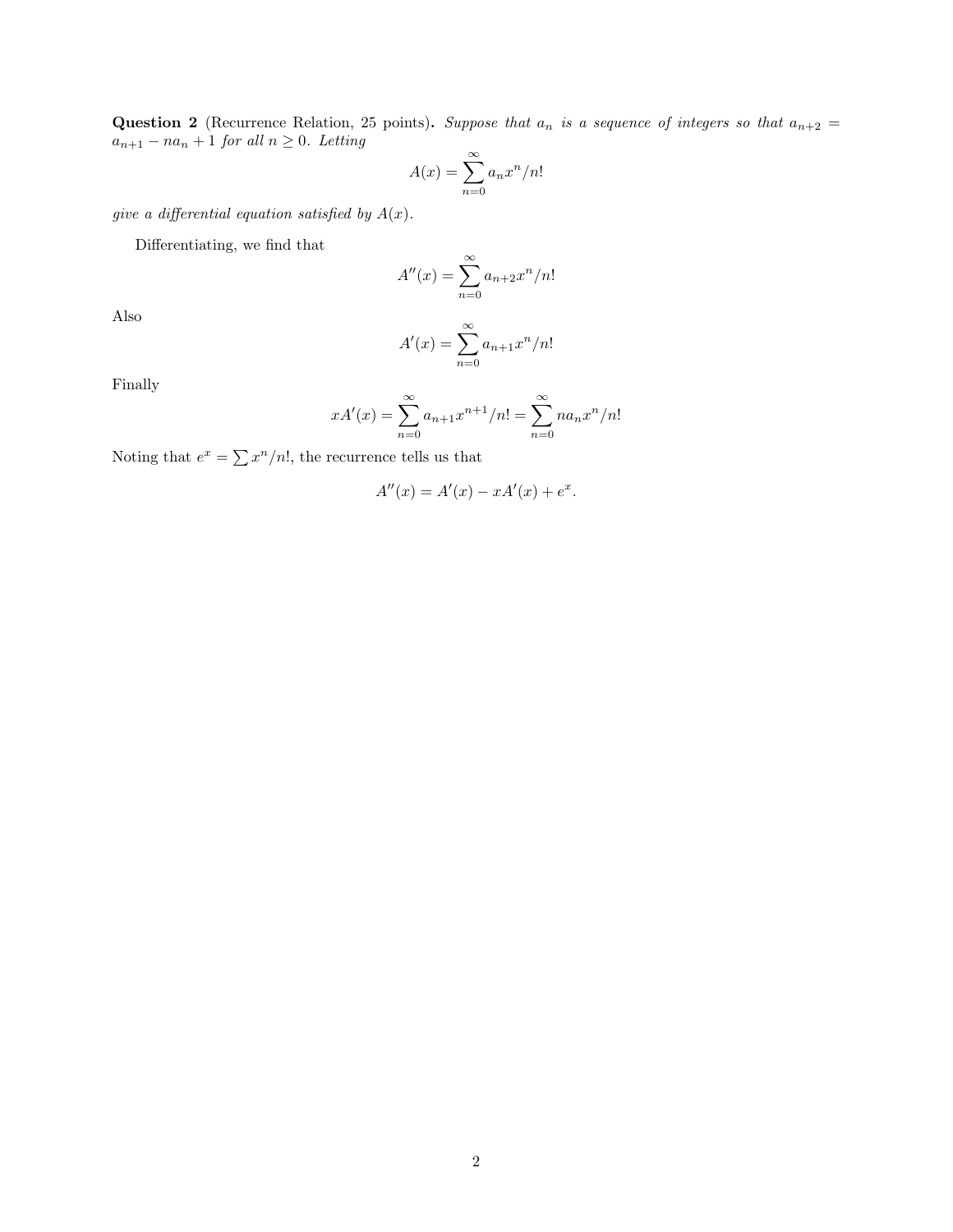**Question 2** (Recurrence Relation, 25 points)**.** *Suppose that $a_n$ is a sequence of integers so that $a_{n+2} = a_{n+1} - na_n + 1$ for all $n \geq 0$. Letting*

$$A(x) = \sum_{n=0}^{\infty} a_n x^n / n!$$

*give a differential equation satisfied by $A(x)$.*

Differentiating, we find that

$$A''(x) = \sum_{n=0}^{\infty} a_{n+2} x^n / n!$$

Also

$$A'(x) = \sum_{n=0}^{\infty} a_{n+1} x^n / n!$$

Finally

$$xA'(x) = \sum_{n=0}^{\infty} a_{n+1} x^{n+1} / n! = \sum_{n=0}^{\infty} n a_n x^n / n!$$

Noting that $e^x = \sum x^n / n!$, the recurrence tells us that

$$A''(x) = A'(x) - xA'(x) + e^x.$$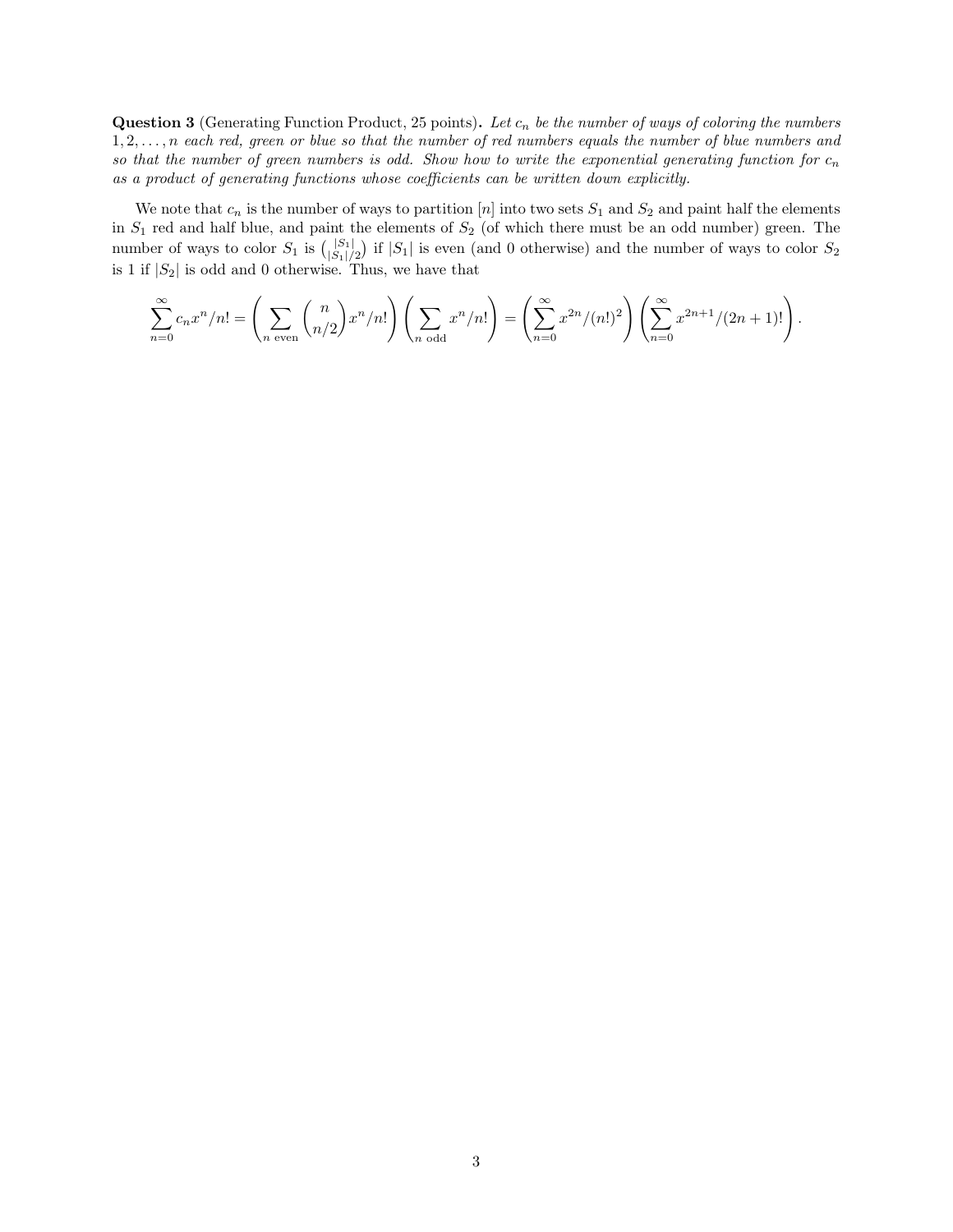**Question 3** (Generating Function Product, 25 points). *Let $c_n$ be the number of ways of coloring the numbers $1, 2, \ldots, n$ each red, green or blue so that the number of red numbers equals the number of blue numbers and so that the number of green numbers is odd. Show how to write the exponential generating function for $c_n$ as a product of generating functions whose coefficients can be written down explicitly.*

We note that $c_n$ is the number of ways to partition $[n]$ into two sets $S_1$ and $S_2$ and paint half the elements in $S_1$ red and half blue, and paint the elements of $S_2$ (of which there must be an odd number) green. The number of ways to color $S_1$ is $\binom{|S_1|}{|S_1|/2}$ if $|S_1|$ is even (and 0 otherwise) and the number of ways to color $S_2$ is 1 if $|S_2|$ is odd and 0 otherwise. Thus, we have that

$$\sum_{n=0}^{\infty} c_n x^n/n! = \left( \sum_{n \text{ even}} \binom{n}{n/2} x^n/n! \right) \left( \sum_{n \text{ odd}} x^n/n! \right) = \left( \sum_{n=0}^{\infty} x^{2n}/(n!)^2 \right) \left( \sum_{n=0}^{\infty} x^{2n+1}/(2n+1)! \right).$$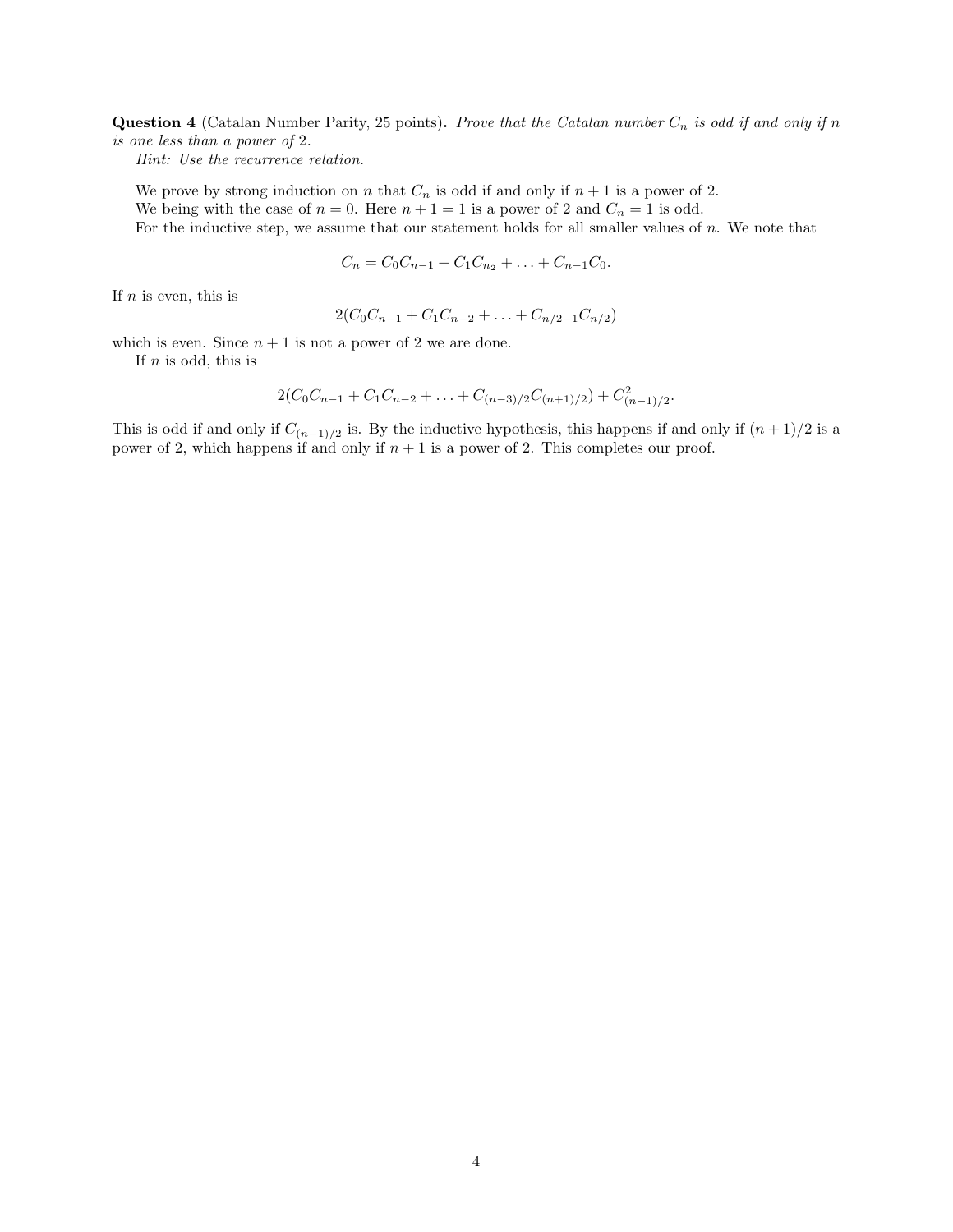**Question 4** (Catalan Number Parity, 25 points)**.** *Prove that the Catalan number $C_n$ is odd if and only if $n$ is one less than a power of 2.*

*Hint: Use the recurrence relation.*

We prove by strong induction on $n$ that $C_n$ is odd if and only if $n+1$ is a power of 2.

We being with the case of $n = 0$. Here $n + 1 = 1$ is a power of 2 and $C_n = 1$ is odd.

For the inductive step, we assume that our statement holds for all smaller values of $n$. We note that

$$C_n = C_0 C_{n-1} + C_1 C_{n_2} + \ldots + C_{n-1} C_0.$$

If $n$ is even, this is

$$2(C_0 C_{n-1} + C_1 C_{n-2} + \ldots + C_{n/2-1} C_{n/2})$$

which is even. Since $n + 1$ is not a power of 2 we are done.

If $n$ is odd, this is

$$2(C_0 C_{n-1} + C_1 C_{n-2} + \ldots + C_{(n-3)/2} C_{(n+1)/2}) + C_{(n-1)/2}^2.$$

This is odd if and only if $C_{(n-1)/2}$ is. By the inductive hypothesis, this happens if and only if $(n + 1)/2$ is a power of 2, which happens if and only if $n + 1$ is a power of 2. This completes our proof.